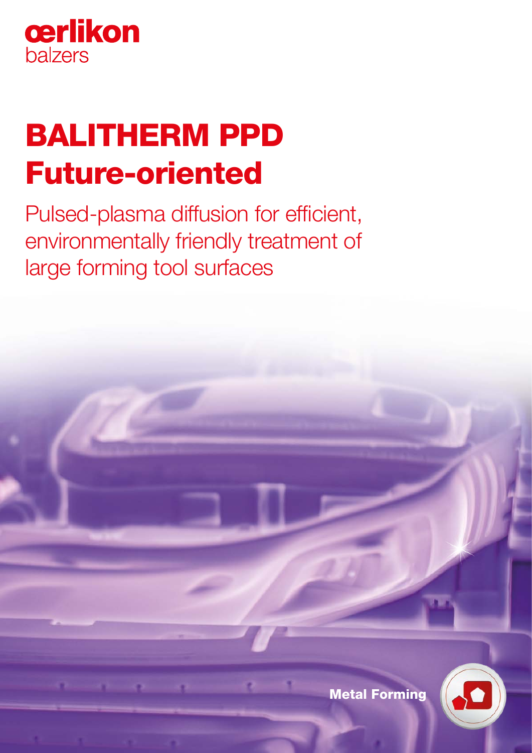œrlikon
balzers

# BALITHERM PPD
# Future-oriented

## Pulsed-plasma diffusion for efficient, environmentally friendly treatment of large forming tool surfaces

**Metal Forming**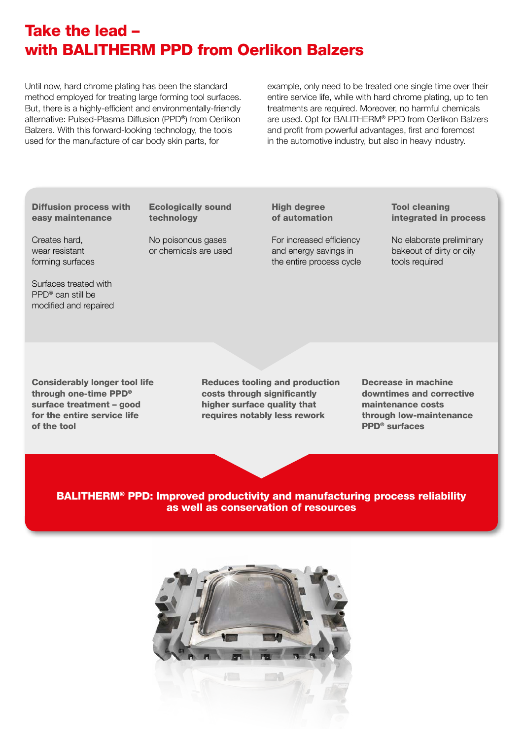# Take the lead – with BALITHERM PPD from Oerlikon Balzers

Until now, hard chrome plating has been the standard method employed for treating large forming tool surfaces. But, there is a highly-efficient and environmentally-friendly alternative: Pulsed-Plasma Diffusion (PPD®) from Oerlikon Balzers. With this forward-looking technology, the tools used for the manufacture of car body skin parts, for example, only need to be treated one single time over their entire service life, while with hard chrome plating, up to ten treatments are required. Moreover, no harmful chemicals are used. Opt for BALITHERM® PPD from Oerlikon Balzers and profit from powerful advantages, first and foremost in the automotive industry, but also in heavy industry.

**Diffusion process with easy maintenance**

Creates hard, wear resistant forming surfaces

Surfaces treated with PPD® can still be modified and repaired

**Ecologically sound technology**

No poisonous gases or chemicals are used

**High degree of automation**

For increased efficiency and energy savings in the entire process cycle

**Tool cleaning integrated in process**

No elaborate preliminary bakeout of dirty or oily tools required

**Considerably longer tool life through one-time PPD® surface treatment – good for the entire service life of the tool**

**Reduces tooling and production costs through significantly higher surface quality that requires notably less rework**

**Decrease in machine downtimes and corrective maintenance costs through low-maintenance PPD® surfaces**

**BALITHERM® PPD: Improved productivity and manufacturing process reliability as well as conservation of resources**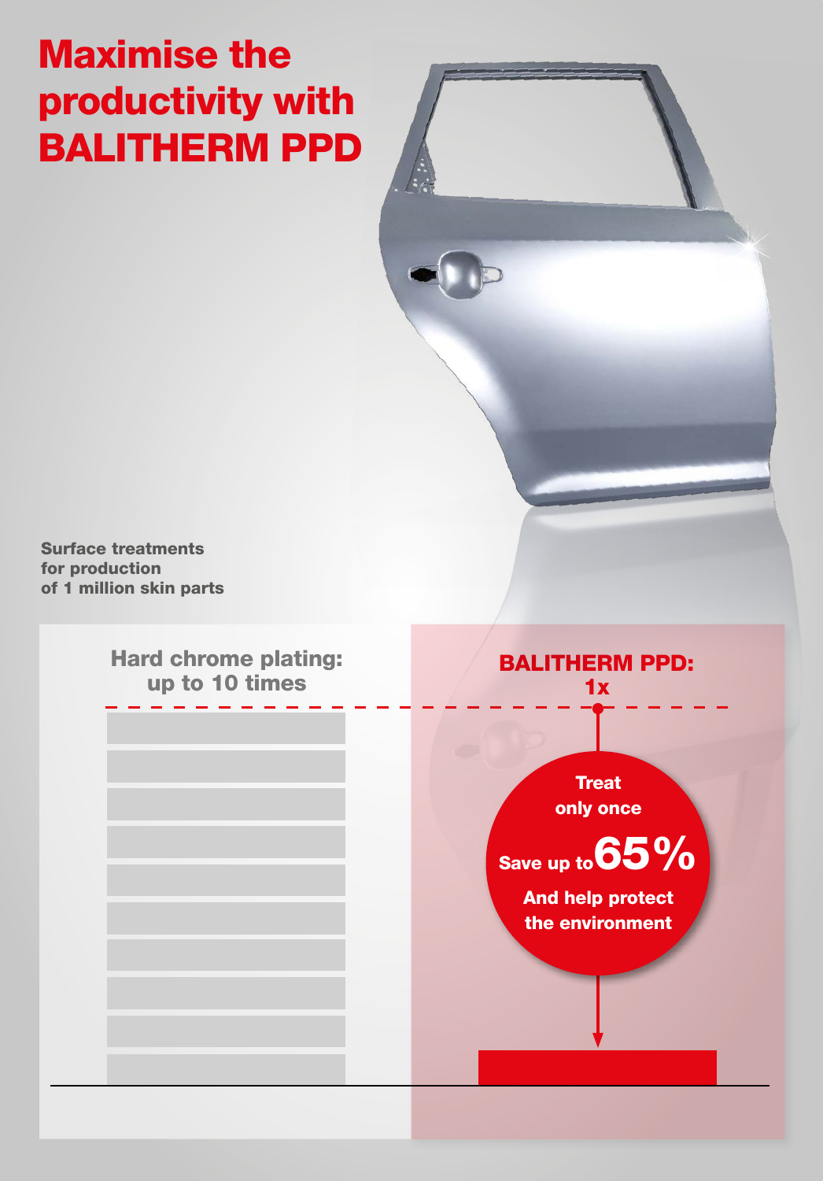# Maximise the productivity with BALITHERM PPD

**Surface treatments for production of 1 million skin parts**

**Hard chrome plating: up to 10 times**

**BALITHERM PPD: 1x**

**Treat only once**

**Save up to 65%**

**And help protect the environment**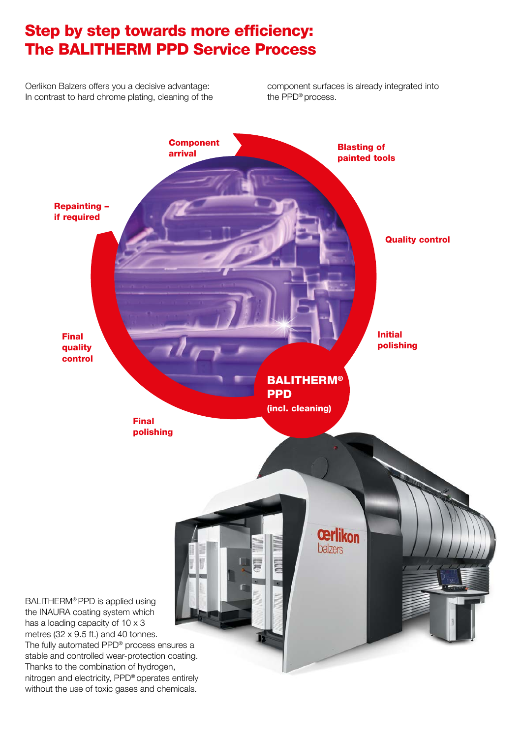# Step by step towards more efficiency: The BALITHERM PPD Service Process

Oerlikon Balzers offers you a decisive advantage: In contrast to hard chrome plating, cleaning of the component surfaces is already integrated into the PPD® process.

**Component arrival**

**Blasting of painted tools**

**Quality control**

**Initial polishing**

**BALITHERM® PPD (incl. cleaning)**

**Final polishing**

**Final quality control**

**Repainting – if required**

BALITHERM® PPD is applied using the INAURA coating system which has a loading capacity of 10 x 3 metres (32 x 9.5 ft.) and 40 tonnes. The fully automated PPD® process ensures a stable and controlled wear-protection coating. Thanks to the combination of hydrogen, nitrogen and electricity, PPD® operates entirely without the use of toxic gases and chemicals.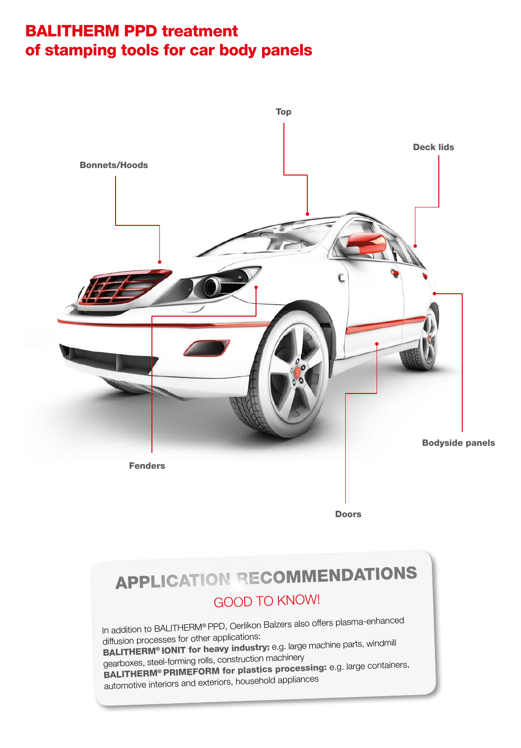# BALITHERM PPD treatment of stamping tools for car body panels

Top

Deck lids

Bonnets/Hoods

Bodyside panels

Fenders

Doors

## APPLICATION RECOMMENDATIONS

GOOD TO KNOW!

In addition to BALITHERM® PPD, Oerlikon Balzers also offers plasma-enhanced diffusion processes for other applications:
**BALITHERM® IONIT for heavy industry:** e.g. large machine parts, windmill gearboxes, steel-forming rolls, construction machinery
**BALITHERM® PRIMEFORM for plastics processing:** e.g. large containers, automotive interiors and exteriors, household appliances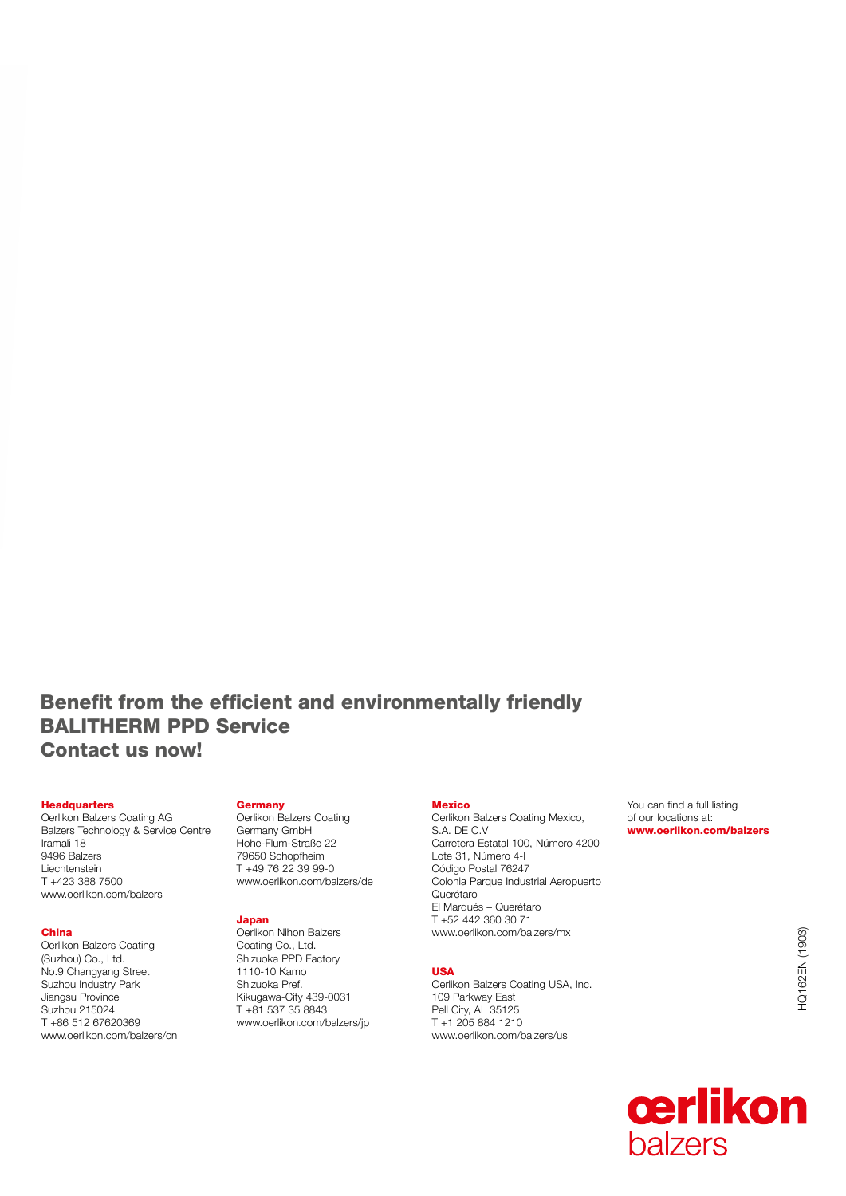## Benefit from the efficient and environmentally friendly BALITHERM PPD Service
## Contact us now!

**Headquarters**
Oerlikon Balzers Coating AG
Balzers Technology & Service Centre
Iramali 18
9496 Balzers
Liechtenstein
T +423 388 7500
www.oerlikon.com/balzers

**China**
Oerlikon Balzers Coating
(Suzhou) Co., Ltd.
No.9 Changyang Street
Suzhou Industry Park
Jiangsu Province
Suzhou 215024
T +86 512 67620369
www.oerlikon.com/balzers/cn

**Germany**
Oerlikon Balzers Coating
Germany GmbH
Hohe-Flum-Straße 22
79650 Schopfheim
T +49 76 22 39 99-0
www.oerlikon.com/balzers/de

**Japan**
Oerlikon Nihon Balzers
Coating Co., Ltd.
Shizuoka PPD Factory
1110-10 Kamo
Shizuoka Pref.
Kikugawa-City 439-0031
T +81 537 35 8843
www.oerlikon.com/balzers/jp

**Mexico**
Oerlikon Balzers Coating Mexico,
S.A. DE C.V
Carretera Estatal 100, Número 4200
Lote 31, Número 4-I
Código Postal 76247
Colonia Parque Industrial Aeropuerto
Querétaro
El Marqués – Querétaro
T +52 442 360 30 71
www.oerlikon.com/balzers/mx

**USA**
Oerlikon Balzers Coating USA, Inc.
109 Parkway East
Pell City, AL 35125
T +1 205 884 1210
www.oerlikon.com/balzers/us

You can find a full listing
of our locations at:
**www.oerlikon.com/balzers**

HQ162EN (1903)

oerlikon
balzers